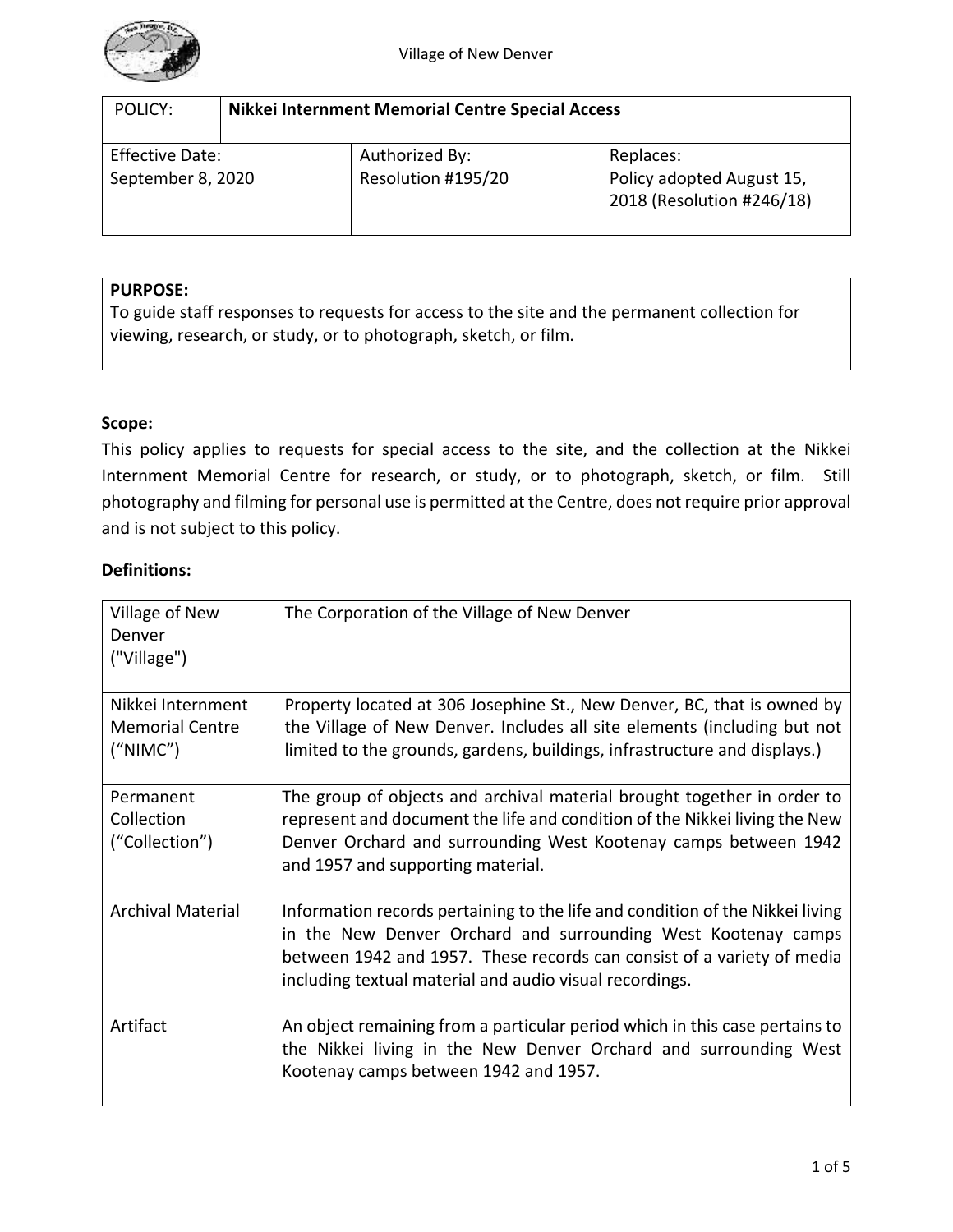Village of New Denver

| POLICY: | **Nikkei Internment Memorial Centre Special Access** | |
|---|---|---|
| Effective Date: September 8, 2020 | Authorized By: Resolution #195/20 | Replaces: Policy adopted August 15, 2018 (Resolution #246/18) |

**PURPOSE:**
To guide staff responses to requests for access to the site and the permanent collection for viewing, research, or study, or to photograph, sketch, or film.

**Scope:**

This policy applies to requests for special access to the site, and the collection at the Nikkei Internment Memorial Centre for research, or study, or to photograph, sketch, or film. Still photography and filming for personal use is permitted at the Centre, does not require prior approval and is not subject to this policy.

**Definitions:**

| | |
|---|---|
| Village of New Denver ("Village") | The Corporation of the Village of New Denver |
| Nikkei Internment Memorial Centre ("NIMC") | Property located at 306 Josephine St., New Denver, BC, that is owned by the Village of New Denver. Includes all site elements (including but not limited to the grounds, gardens, buildings, infrastructure and displays.) |
| Permanent Collection ("Collection") | The group of objects and archival material brought together in order to represent and document the life and condition of the Nikkei living the New Denver Orchard and surrounding West Kootenay camps between 1942 and 1957 and supporting material. |
| Archival Material | Information records pertaining to the life and condition of the Nikkei living in the New Denver Orchard and surrounding West Kootenay camps between 1942 and 1957. These records can consist of a variety of media including textual material and audio visual recordings. |
| Artifact | An object remaining from a particular period which in this case pertains to the Nikkei living in the New Denver Orchard and surrounding West Kootenay camps between 1942 and 1957. |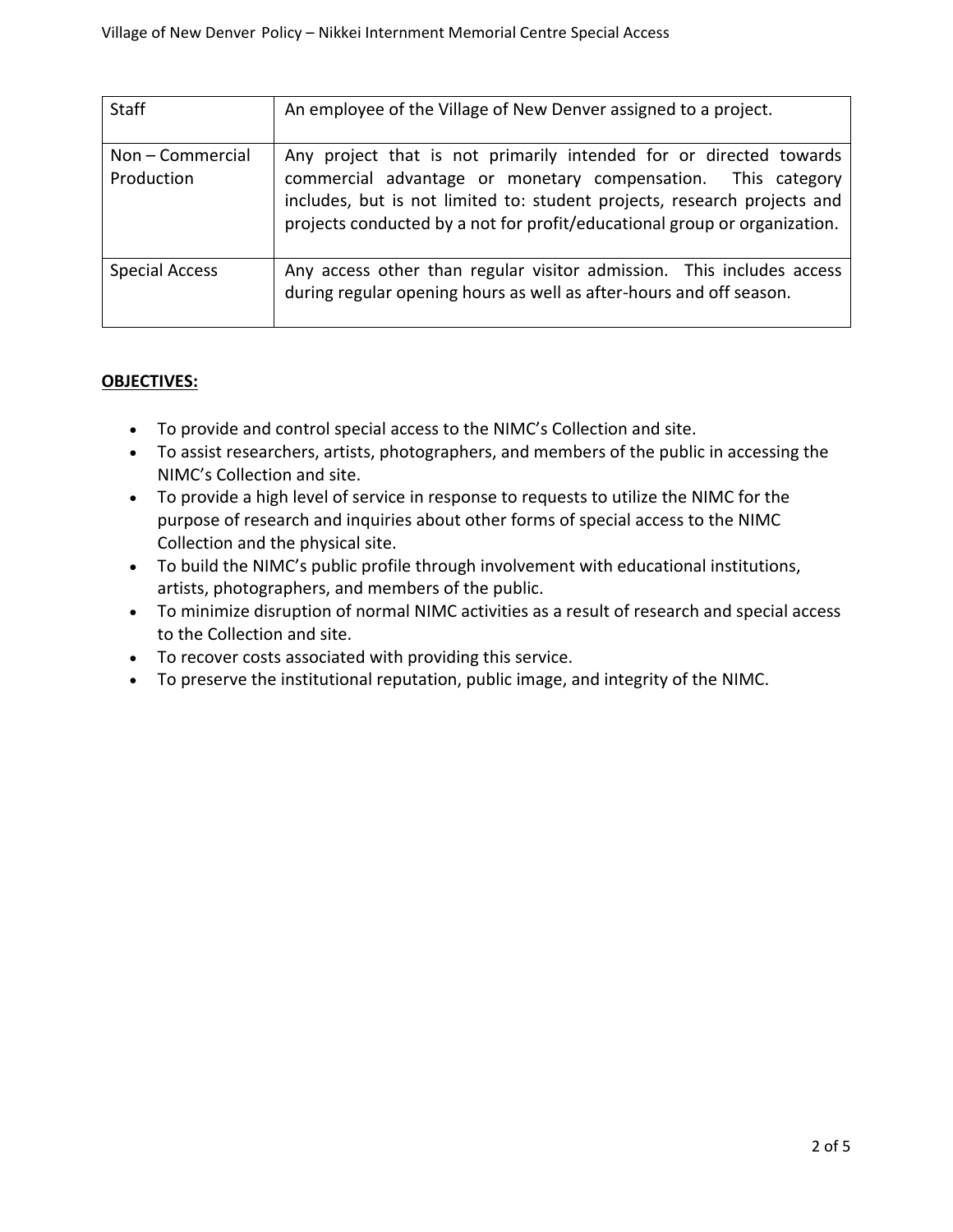| Staff | An employee of the Village of New Denver assigned to a project. |
|---|---|
| Non – Commercial Production | Any project that is not primarily intended for or directed towards commercial advantage or monetary compensation. This category includes, but is not limited to: student projects, research projects and projects conducted by a not for profit/educational group or organization. |
| Special Access | Any access other than regular visitor admission. This includes access during regular opening hours as well as after-hours and off season. |

**OBJECTIVES:**

- To provide and control special access to the NIMC's Collection and site.
- To assist researchers, artists, photographers, and members of the public in accessing the NIMC's Collection and site.
- To provide a high level of service in response to requests to utilize the NIMC for the purpose of research and inquiries about other forms of special access to the NIMC Collection and the physical site.
- To build the NIMC's public profile through involvement with educational institutions, artists, photographers, and members of the public.
- To minimize disruption of normal NIMC activities as a result of research and special access to the Collection and site.
- To recover costs associated with providing this service.
- To preserve the institutional reputation, public image, and integrity of the NIMC.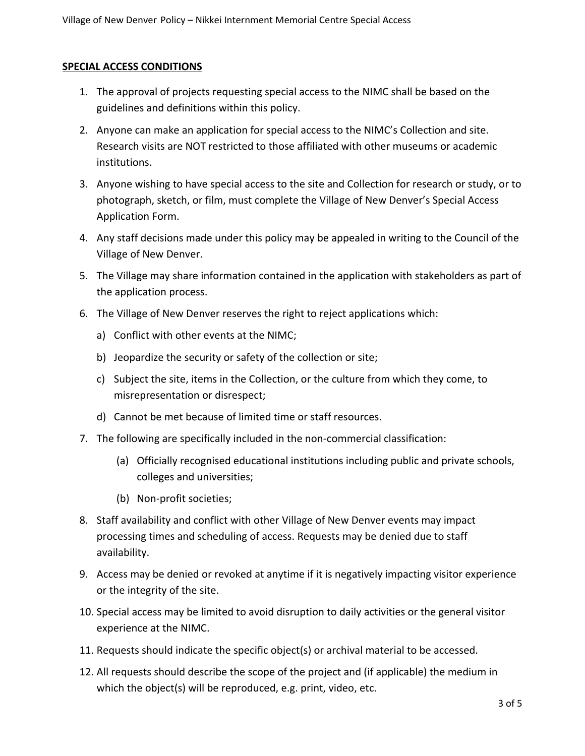## SPECIAL ACCESS CONDITIONS

1. The approval of projects requesting special access to the NIMC shall be based on the guidelines and definitions within this policy.
2. Anyone can make an application for special access to the NIMC's Collection and site. Research visits are NOT restricted to those affiliated with other museums or academic institutions.
3. Anyone wishing to have special access to the site and Collection for research or study, or to photograph, sketch, or film, must complete the Village of New Denver's Special Access Application Form.
4. Any staff decisions made under this policy may be appealed in writing to the Council of the Village of New Denver.
5. The Village may share information contained in the application with stakeholders as part of the application process.
6. The Village of New Denver reserves the right to reject applications which:
   a) Conflict with other events at the NIMC;
   b) Jeopardize the security or safety of the collection or site;
   c) Subject the site, items in the Collection, or the culture from which they come, to misrepresentation or disrespect;
   d) Cannot be met because of limited time or staff resources.
7. The following are specifically included in the non-commercial classification:
   (a) Officially recognised educational institutions including public and private schools, colleges and universities;
   (b) Non-profit societies;
8. Staff availability and conflict with other Village of New Denver events may impact processing times and scheduling of access. Requests may be denied due to staff availability.
9. Access may be denied or revoked at anytime if it is negatively impacting visitor experience or the integrity of the site.
10. Special access may be limited to avoid disruption to daily activities or the general visitor experience at the NIMC.
11. Requests should indicate the specific object(s) or archival material to be accessed.
12. All requests should describe the scope of the project and (if applicable) the medium in which the object(s) will be reproduced, e.g. print, video, etc.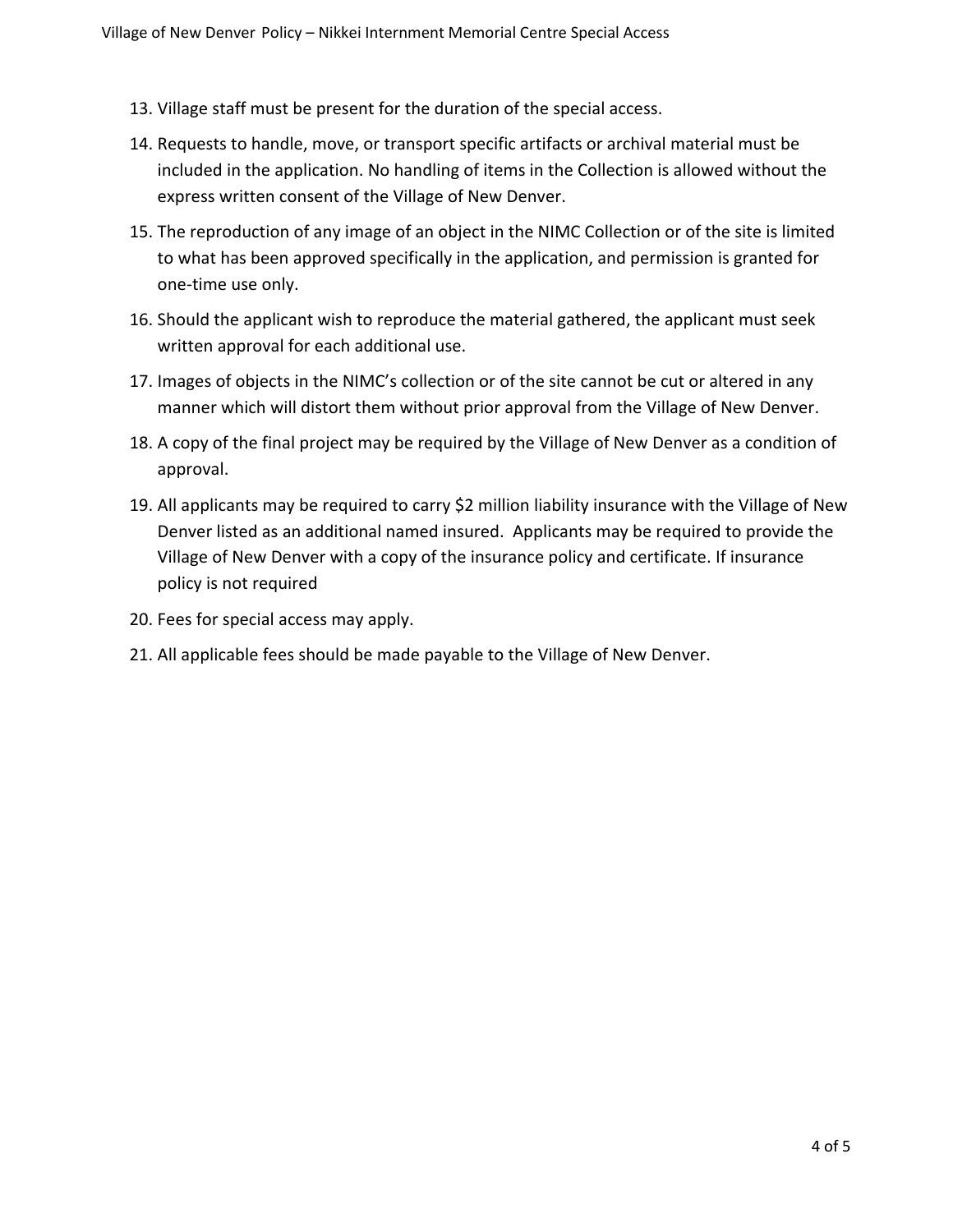13. Village staff must be present for the duration of the special access.
14. Requests to handle, move, or transport specific artifacts or archival material must be included in the application. No handling of items in the Collection is allowed without the express written consent of the Village of New Denver.
15. The reproduction of any image of an object in the NIMC Collection or of the site is limited to what has been approved specifically in the application, and permission is granted for one-time use only.
16. Should the applicant wish to reproduce the material gathered, the applicant must seek written approval for each additional use.
17. Images of objects in the NIMC's collection or of the site cannot be cut or altered in any manner which will distort them without prior approval from the Village of New Denver.
18. A copy of the final project may be required by the Village of New Denver as a condition of approval.
19. All applicants may be required to carry $2 million liability insurance with the Village of New Denver listed as an additional named insured. Applicants may be required to provide the Village of New Denver with a copy of the insurance policy and certificate. If insurance policy is not required
20. Fees for special access may apply.
21. All applicable fees should be made payable to the Village of New Denver.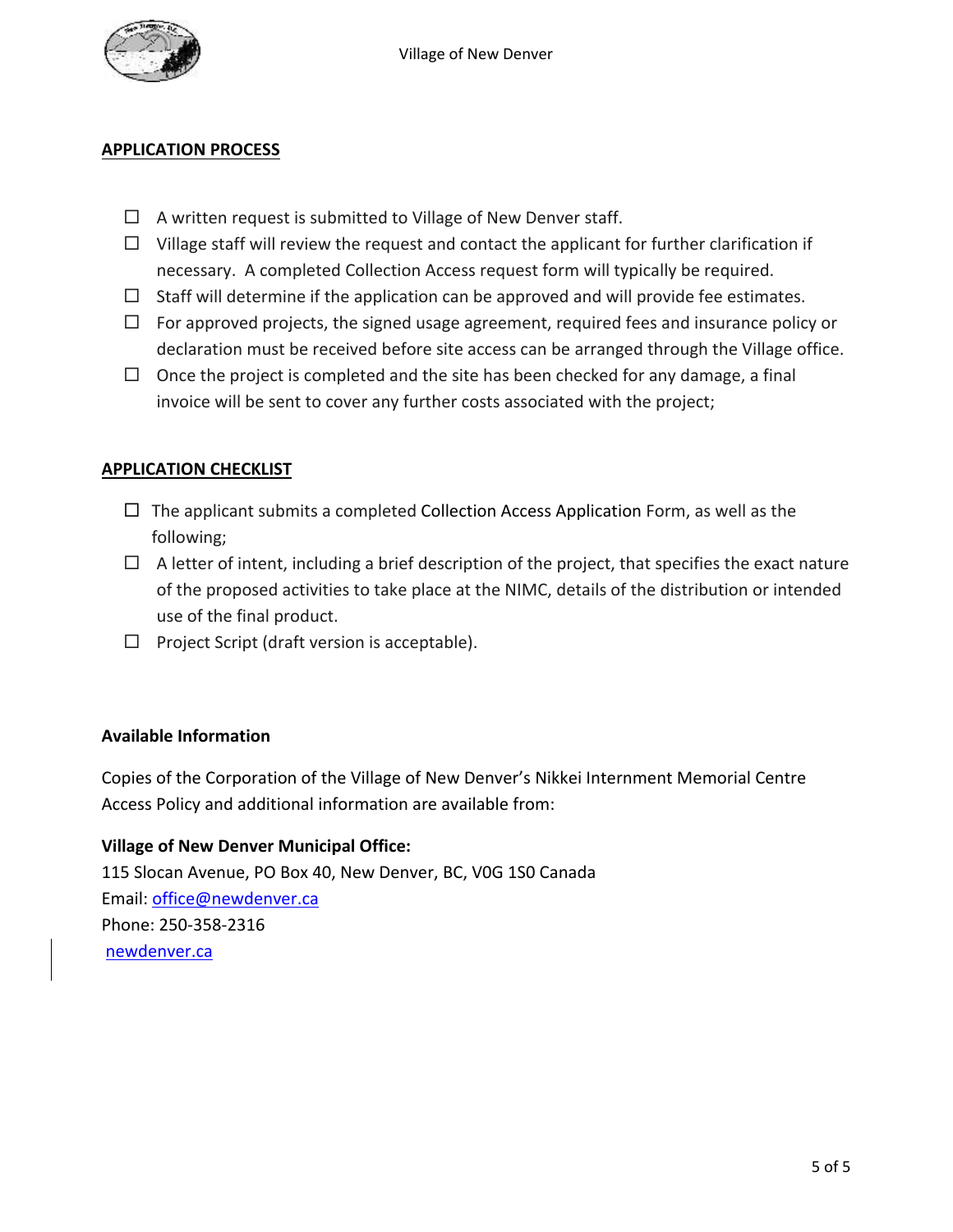## APPLICATION PROCESS

- ☐ A written request is submitted to Village of New Denver staff.
- ☐ Village staff will review the request and contact the applicant for further clarification if necessary. A completed Collection Access request form will typically be required.
- ☐ Staff will determine if the application can be approved and will provide fee estimates.
- ☐ For approved projects, the signed usage agreement, required fees and insurance policy or declaration must be received before site access can be arranged through the Village office.
- ☐ Once the project is completed and the site has been checked for any damage, a final invoice will be sent to cover any further costs associated with the project;

## APPLICATION CHECKLIST

- ☐ The applicant submits a completed Collection Access Application Form, as well as the following;
- ☐ A letter of intent, including a brief description of the project, that specifies the exact nature of the proposed activities to take place at the NIMC, details of the distribution or intended use of the final product.
- ☐ Project Script (draft version is acceptable).

### Available Information

Copies of the Corporation of the Village of New Denver's Nikkei Internment Memorial Centre Access Policy and additional information are available from:

**Village of New Denver Municipal Office:**
115 Slocan Avenue, PO Box 40, New Denver, BC, V0G 1S0 Canada
Email: office@newdenver.ca
Phone: 250-358-2316
newdenver.ca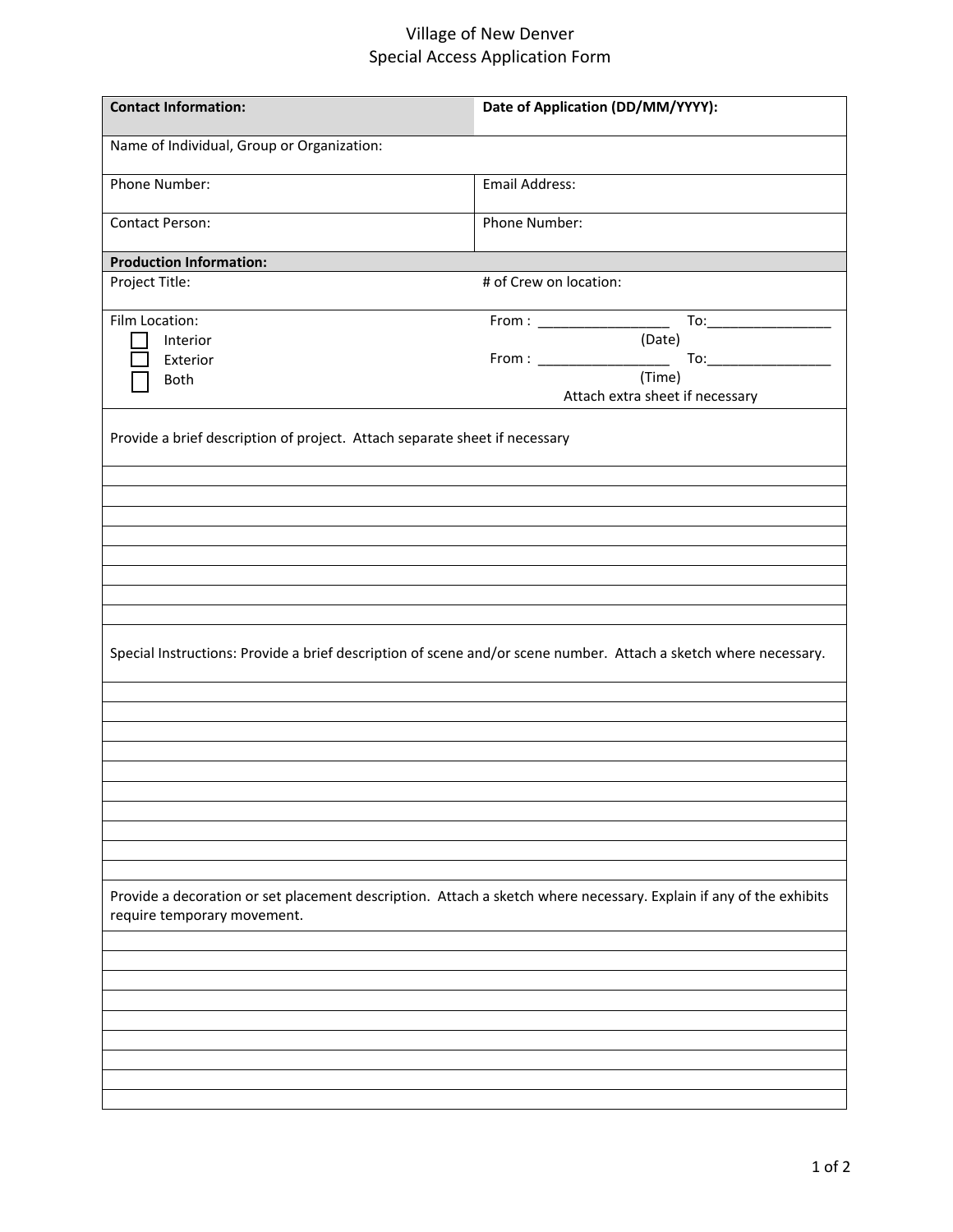# Village of New Denver
## Special Access Application Form

| **Contact Information:** | **Date of Application (DD/MM/YYYY):** |
|---|---|
| Name of Individual, Group or Organization: | |
| Phone Number: | Email Address: |
| Contact Person: | Phone Number: |
| **Production Information:** | |
| Project Title: | # of Crew on location: |
| Film Location:<br>☐ Interior<br>☐ Exterior<br>☐ Both | From : _________________ To:________________<br>(Date)<br>From : _________________ To:________________<br>(Time)<br>Attach extra sheet if necessary |

Provide a brief description of project. Attach separate sheet if necessary

______________________________________________________________________________
______________________________________________________________________________
______________________________________________________________________________
______________________________________________________________________________
______________________________________________________________________________
______________________________________________________________________________
______________________________________________________________________________
______________________________________________________________________________

Special Instructions: Provide a brief description of scene and/or scene number. Attach a sketch where necessary.

______________________________________________________________________________
______________________________________________________________________________
______________________________________________________________________________
______________________________________________________________________________
______________________________________________________________________________
______________________________________________________________________________
______________________________________________________________________________
______________________________________________________________________________
______________________________________________________________________________
______________________________________________________________________________

Provide a decoration or set placement description. Attach a sketch where necessary. Explain if any of the exhibits require temporary movement.

______________________________________________________________________________
______________________________________________________________________________
______________________________________________________________________________
______________________________________________________________________________
______________________________________________________________________________
______________________________________________________________________________
______________________________________________________________________________
______________________________________________________________________________
______________________________________________________________________________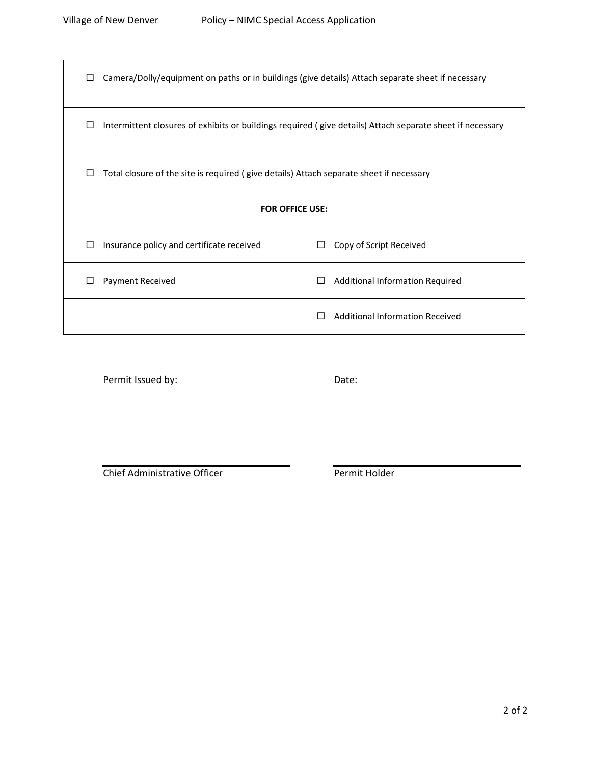| | |
|---|---|
| ☐ Camera/Dolly/equipment on paths or in buildings (give details) Attach separate sheet if necessary | |
| ☐ Intermittent closures of exhibits or buildings required ( give details) Attach separate sheet if necessary | |
| ☐ Total closure of the site is required ( give details) Attach separate sheet if necessary | |
| **FOR OFFICE USE:** | |
| ☐ Insurance policy and certificate received | ☐ Copy of Script Received |
| ☐ Payment Received | ☐ Additional Information Required |
| | ☐ Additional Information Received |

Permit Issued by: Date:

Chief Administrative Officer

Permit Holder